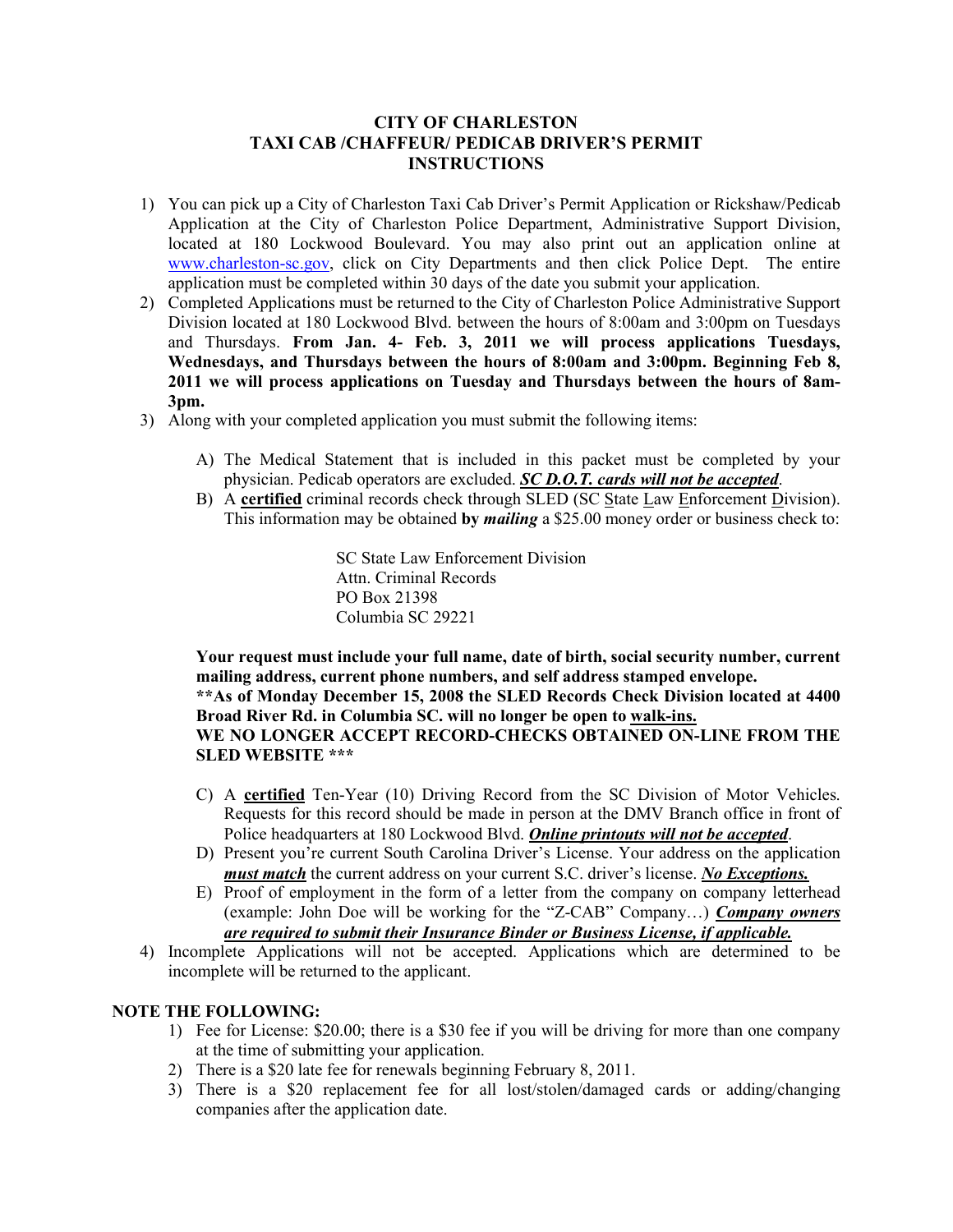# CITY OF CHARLESTON
## TAXI CAB /CHAFFEUR/ PEDICAB DRIVER'S PERMIT INSTRUCTIONS

1) You can pick up a City of Charleston Taxi Cab Driver's Permit Application or Rickshaw/Pedicab Application at the City of Charleston Police Department, Administrative Support Division, located at 180 Lockwood Boulevard. You may also print out an application online at www.charleston-sc.gov, click on City Departments and then click Police Dept. The entire application must be completed within 30 days of the date you submit your application.
2) Completed Applications must be returned to the City of Charleston Police Administrative Support Division located at 180 Lockwood Blvd. between the hours of 8:00am and 3:00pm on Tuesdays and Thursdays. **From Jan. 4- Feb. 3, 2011 we will process applications Tuesdays, Wednesdays, and Thursdays between the hours of 8:00am and 3:00pm. Beginning Feb 8, 2011 we will process applications on Tuesday and Thursdays between the hours of 8am-3pm.**
3) Along with your completed application you must submit the following items:

   A) The Medical Statement that is included in this packet must be completed by your physician. Pedicab operators are excluded. ***SC D.O.T. cards will not be accepted***.
   B) A **certified** criminal records check through SLED (SC State Law Enforcement Division). This information may be obtained **by *mailing*** a $25.00 money order or business check to:

      SC State Law Enforcement Division
      Attn. Criminal Records
      PO Box 21398
      Columbia SC 29221

   **Your request must include your full name, date of birth, social security number, current mailing address, current phone numbers, and self address stamped envelope.**
   **\*\*As of Monday December 15, 2008 the SLED Records Check Division located at 4400 Broad River Rd. in Columbia SC. will no longer be open to walk-ins.**
   **WE NO LONGER ACCEPT RECORD-CHECKS OBTAINED ON-LINE FROM THE SLED WEBSITE \*\*\***

   C) A **certified** Ten-Year (10) Driving Record from the SC Division of Motor Vehicles. Requests for this record should be made in person at the DMV Branch office in front of Police headquarters at 180 Lockwood Blvd. ***Online printouts will not be accepted***.
   D) Present you're current South Carolina Driver's License. Your address on the application ***must match*** the current address on your current S.C. driver's license. ***No Exceptions.***
   E) Proof of employment in the form of a letter from the company on company letterhead (example: John Doe will be working for the "Z-CAB" Company…) ***Company owners are required to submit their Insurance Binder or Business License, if applicable.***
4) Incomplete Applications will not be accepted. Applications which are determined to be incomplete will be returned to the applicant.

**NOTE THE FOLLOWING:**

1) Fee for License: $20.00; there is a $30 fee if you will be driving for more than one company at the time of submitting your application.
2) There is a $20 late fee for renewals beginning February 8, 2011.
3) There is a $20 replacement fee for all lost/stolen/damaged cards or adding/changing companies after the application date.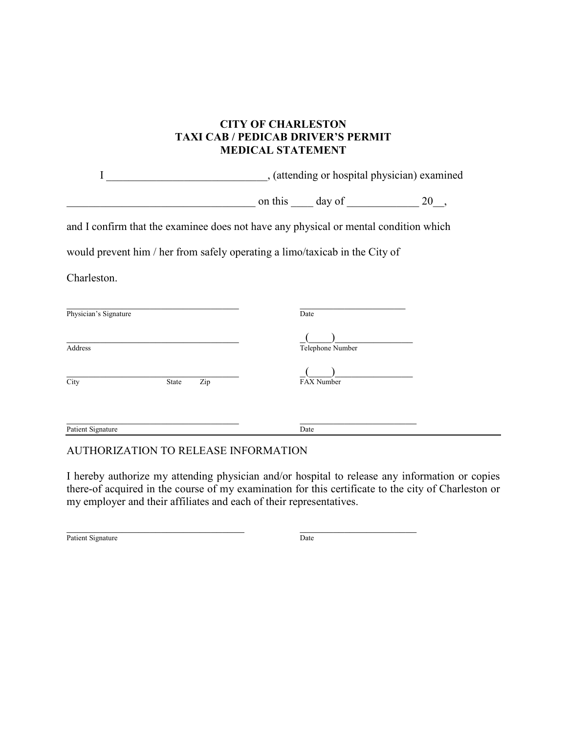**CITY OF CHARLESTON**
**TAXI CAB / PEDICAB DRIVER'S PERMIT**
**MEDICAL STATEMENT**

I _____________________________, (attending or hospital physician) examined

__________________________________ on this ____ day of _____________ 20__,

and I confirm that the examinee does not have any physical or mental condition which would prevent him / her from safely operating a limo/taxicab in the City of Charleston.

| | |
|---|---|
| ______________________________________ | ________________________ |
| Physician's Signature | Date |
| ______________________________________ | _(____)________________ |
| Address | Telephone Number |
| ______________________________________ | _(____)________________ |
| City State Zip | FAX Number |
| ______________________________________ | __________________________ |
| Patient Signature | Date |

---

AUTHORIZATION TO RELEASE INFORMATION

I hereby authorize my attending physician and/or hospital to release any information or copies there-of acquired in the course of my examination for this certificate to the city of Charleston or my employer and their affiliates and each of their representatives.

| | |
|---|---|
| _______________________________________ | __________________________ |
| Patient Signature | Date |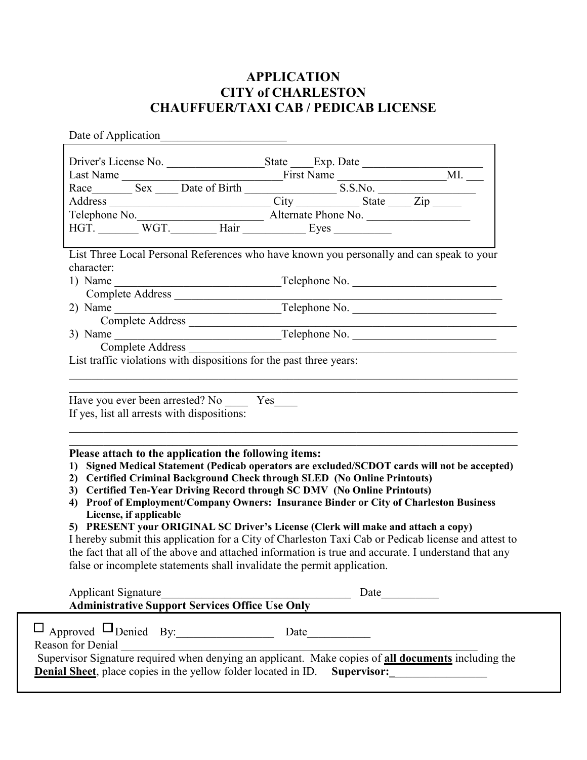# APPLICATION
# CITY of CHARLESTON
# CHAUFFUER/TAXI CAB / PEDICAB LICENSE

Date of Application______________________

Driver's License No. _________________State ____Exp. Date _____________________
Last Name ______________________________First Name ___________________MI. ___
Race_______ Sex ____ Date of Birth ________________ S.S.No. _________________
Address ___________________________ City ___________ State ____ Zip _____
Telephone No.______________________ Alternate Phone No. __________________
HGT. _______ WGT.________ Hair ___________ Eyes __________

List Three Local Personal References who have known you personally and can speak to your character:

1) Name _____________________________Telephone No. _________________________
   Complete Address ______________________________________________________
2) Name _____________________________Telephone No. _________________________
   Complete Address ______________________________________________________
3) Name _____________________________Telephone No. _________________________
   Complete Address ______________________________________________________

List traffic violations with dispositions for the past three years:

_______________________________________________________________________________
_______________________________________________________________________________

Have you ever been arrested? No ____ Yes____
If yes, list all arrests with dispositions:

_______________________________________________________________________________
_______________________________________________________________________________

**Please attach to the application the following items:**

1) **Signed Medical Statement (Pedicab operators are excluded/SCDOT cards will not be accepted)**
2) **Certified Criminal Background Check through SLED (No Online Printouts)**
3) **Certified Ten-Year Driving Record through SC DMV (No Online Printouts)**
4) **Proof of Employment/Company Owners: Insurance Binder or City of Charleston Business License, if applicable**
5) **PRESENT your ORIGINAL SC Driver's License (Clerk will make and attach a copy)**

I hereby submit this application for a City of Charleston Taxi Cab or Pedicab license and attest to the fact that all of the above and attached information is true and accurate. I understand that any false or incomplete statements shall invalidate the permit application.

Applicant Signature_________________________________ Date__________

**Administrative Support Services Office Use Only**

☐ Approved ☐ Denied By:_________________ Date___________
Reason for Denial ______________________________________________________________
Supervisor Signature required when denying an applicant. Make copies of **all documents** including the **Denial Sheet**, place copies in the yellow folder located in ID. **Supervisor:**_________________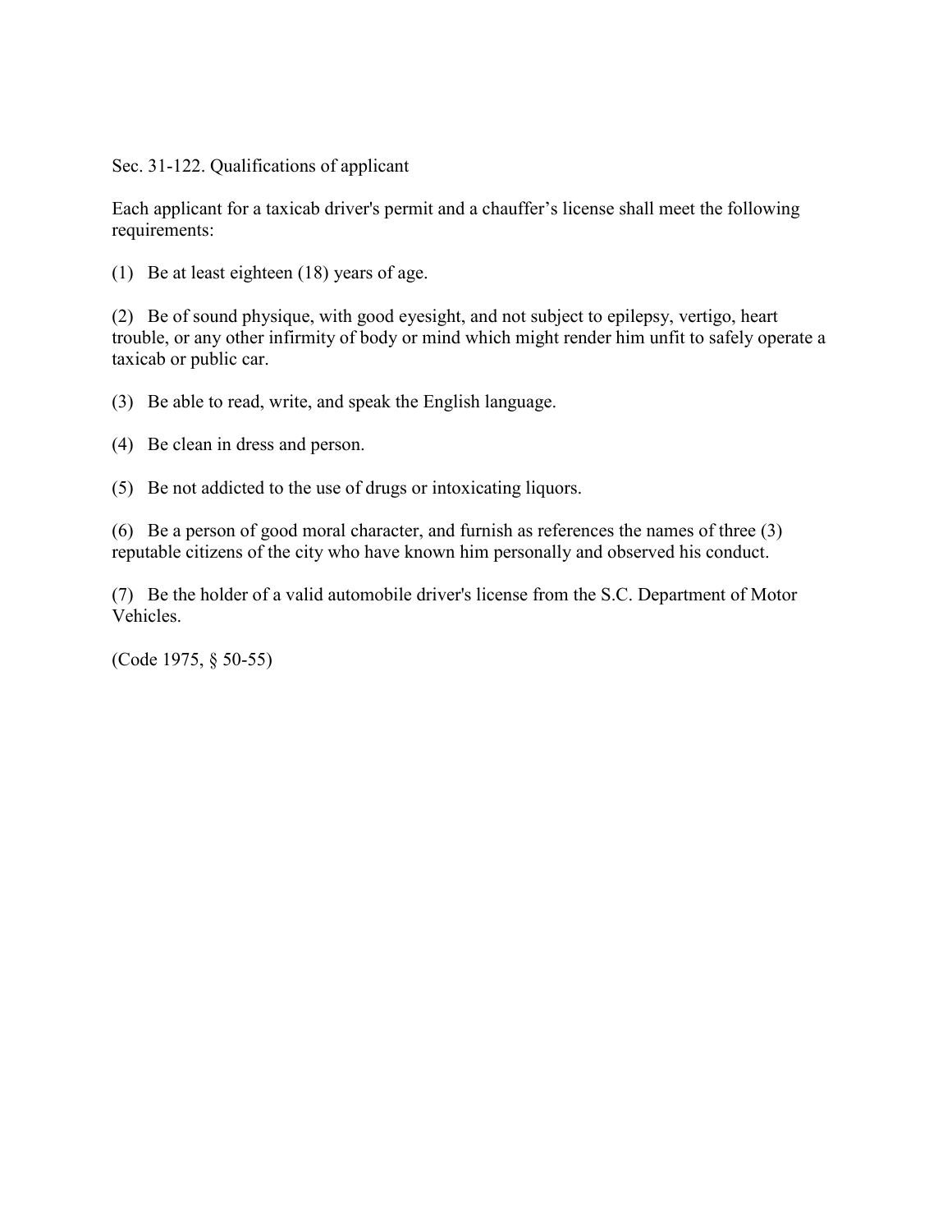Sec. 31-122. Qualifications of applicant

Each applicant for a taxicab driver's permit and a chauffer's license shall meet the following requirements:

(1) Be at least eighteen (18) years of age.

(2) Be of sound physique, with good eyesight, and not subject to epilepsy, vertigo, heart trouble, or any other infirmity of body or mind which might render him unfit to safely operate a taxicab or public car.

(3) Be able to read, write, and speak the English language.

(4) Be clean in dress and person.

(5) Be not addicted to the use of drugs or intoxicating liquors.

(6) Be a person of good moral character, and furnish as references the names of three (3) reputable citizens of the city who have known him personally and observed his conduct.

(7) Be the holder of a valid automobile driver's license from the S.C. Department of Motor Vehicles.

(Code 1975, § 50-55)